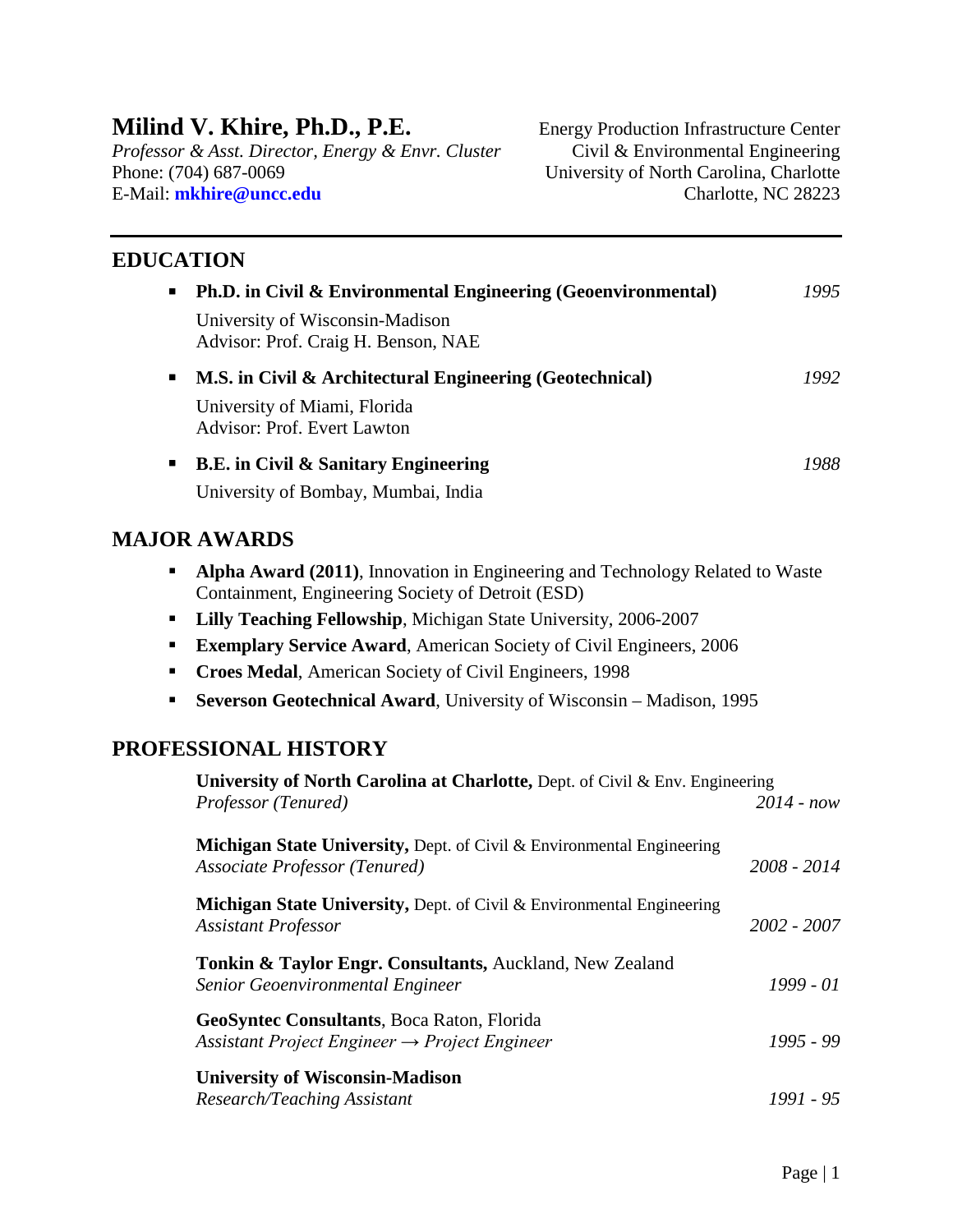# Milind V. Khire, Ph.D., P.E.

*Professor & Asst. Director, Energy & Envr. Cluster*
Phone: (704) 687-0069
E-Mail: **mkhire@uncc.edu**

Energy Production Infrastructure Center
Civil & Environmental Engineering
University of North Carolina, Charlotte
Charlotte, NC 28223

## EDUCATION

- **Ph.D. in Civil & Environmental Engineering (Geoenvironmental)** *1995*
  University of Wisconsin-Madison
  Advisor: Prof. Craig H. Benson, NAE
- **M.S. in Civil & Architectural Engineering (Geotechnical)** *1992*
  University of Miami, Florida
  Advisor: Prof. Evert Lawton
- **B.E. in Civil & Sanitary Engineering** *1988*
  University of Bombay, Mumbai, India

## MAJOR AWARDS

- **Alpha Award (2011)**, Innovation in Engineering and Technology Related to Waste Containment, Engineering Society of Detroit (ESD)
- **Lilly Teaching Fellowship**, Michigan State University, 2006-2007
- **Exemplary Service Award**, American Society of Civil Engineers, 2006
- **Croes Medal**, American Society of Civil Engineers, 1998
- **Severson Geotechnical Award**, University of Wisconsin – Madison, 1995

## PROFESSIONAL HISTORY

**University of North Carolina at Charlotte,** Dept. of Civil & Env. Engineering
*Professor (Tenured)* *2014 - now*

**Michigan State University,** Dept. of Civil & Environmental Engineering
*Associate Professor (Tenured)* *2008 - 2014*

**Michigan State University,** Dept. of Civil & Environmental Engineering
*Assistant Professor* *2002 - 2007*

**Tonkin & Taylor Engr. Consultants,** Auckland, New Zealand
*Senior Geoenvironmental Engineer* *1999 - 01*

**GeoSyntec Consultants**, Boca Raton, Florida
*Assistant Project Engineer → Project Engineer* *1995 - 99*

**University of Wisconsin-Madison**
*Research/Teaching Assistant* *1991 - 95*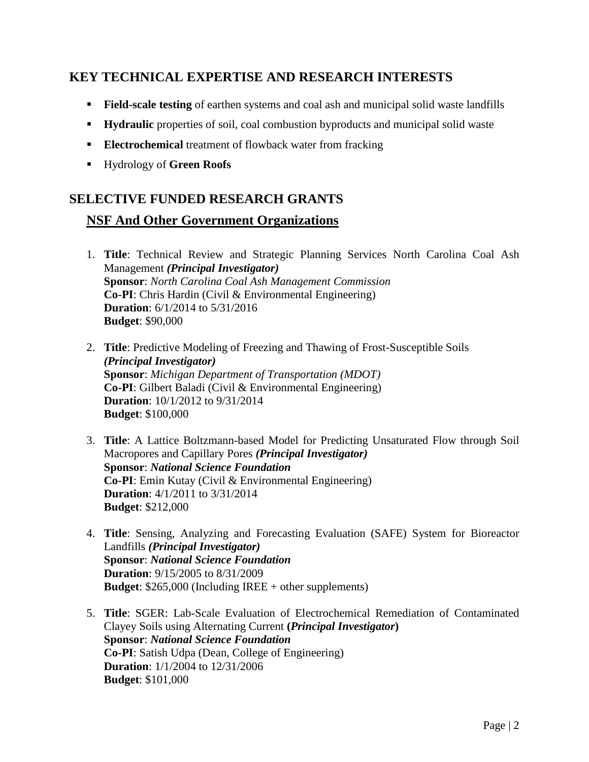## KEY TECHNICAL EXPERTISE AND RESEARCH INTERESTS

- **Field-scale testing** of earthen systems and coal ash and municipal solid waste landfills
- **Hydraulic** properties of soil, coal combustion byproducts and municipal solid waste
- **Electrochemical** treatment of flowback water from fracking
- Hydrology of **Green Roofs**

## SELECTIVE FUNDED RESEARCH GRANTS

### NSF And Other Government Organizations

1. **Title**: Technical Review and Strategic Planning Services North Carolina Coal Ash Management ***(Principal Investigator)***
   **Sponsor**: *North Carolina Coal Ash Management Commission*
   **Co-PI**: Chris Hardin (Civil & Environmental Engineering)
   **Duration**: 6/1/2014 to 5/31/2016
   **Budget**: $90,000

2. **Title**: Predictive Modeling of Freezing and Thawing of Frost-Susceptible Soils ***(Principal Investigator)***
   **Sponsor**: *Michigan Department of Transportation (MDOT)*
   **Co-PI**: Gilbert Baladi (Civil & Environmental Engineering)
   **Duration**: 10/1/2012 to 9/31/2014
   **Budget**: $100,000

3. **Title**: A Lattice Boltzmann-based Model for Predicting Unsaturated Flow through Soil Macropores and Capillary Pores ***(Principal Investigator)***
   **Sponsor**: ***National Science Foundation***
   **Co-PI**: Emin Kutay (Civil & Environmental Engineering)
   **Duration**: 4/1/2011 to 3/31/2014
   **Budget**: $212,000

4. **Title**: Sensing, Analyzing and Forecasting Evaluation (SAFE) System for Bioreactor Landfills ***(Principal Investigator)***
   **Sponsor**: ***National Science Foundation***
   **Duration**: 9/15/2005 to 8/31/2009
   **Budget**: $265,000 (Including IREE + other supplements)

5. **Title**: SGER: Lab-Scale Evaluation of Electrochemical Remediation of Contaminated Clayey Soils using Alternating Current **(*Principal Investigator*)**
   **Sponsor**: ***National Science Foundation***
   **Co-PI**: Satish Udpa (Dean, College of Engineering)
   **Duration**: 1/1/2004 to 12/31/2006
   **Budget**: $101,000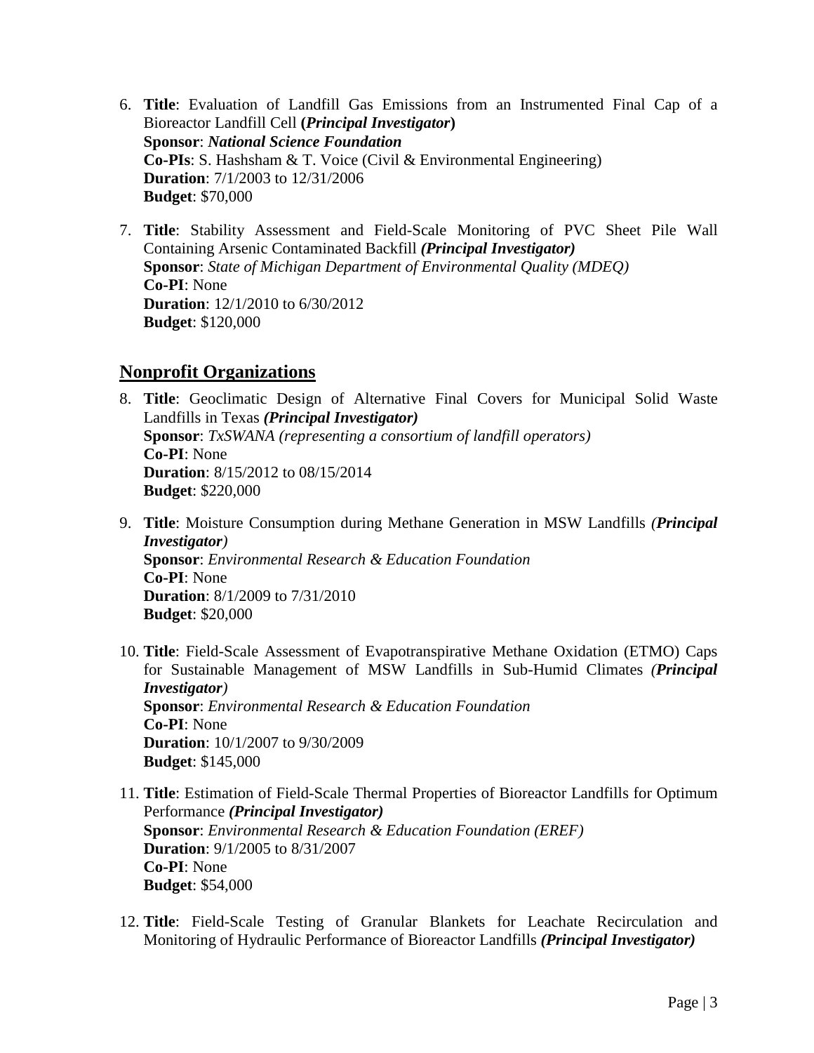6. **Title**: Evaluation of Landfill Gas Emissions from an Instrumented Final Cap of a Bioreactor Landfill Cell **(*Principal Investigator*)**
   **Sponsor**: ***National Science Foundation***
   **Co-PIs**: S. Hashsham & T. Voice (Civil & Environmental Engineering)
   **Duration**: 7/1/2003 to 12/31/2006
   **Budget**: $70,000

7. **Title**: Stability Assessment and Field-Scale Monitoring of PVC Sheet Pile Wall Containing Arsenic Contaminated Backfill ***(Principal Investigator)***
   **Sponsor**: *State of Michigan Department of Environmental Quality (MDEQ)*
   **Co-PI**: None
   **Duration**: 12/1/2010 to 6/30/2012
   **Budget**: $120,000

## Nonprofit Organizations

8. **Title**: Geoclimatic Design of Alternative Final Covers for Municipal Solid Waste Landfills in Texas ***(Principal Investigator)***
   **Sponsor**: *TxSWANA (representing a consortium of landfill operators)*
   **Co-PI**: None
   **Duration**: 8/15/2012 to 08/15/2014
   **Budget**: $220,000

9. **Title**: Moisture Consumption during Methane Generation in MSW Landfills *(**Principal Investigator**)*
   **Sponsor**: *Environmental Research & Education Foundation*
   **Co-PI**: None
   **Duration**: 8/1/2009 to 7/31/2010
   **Budget**: $20,000

10. **Title**: Field-Scale Assessment of Evapotranspirative Methane Oxidation (ETMO) Caps for Sustainable Management of MSW Landfills in Sub-Humid Climates *(**Principal Investigator**)*
    **Sponsor**: *Environmental Research & Education Foundation*
    **Co-PI**: None
    **Duration**: 10/1/2007 to 9/30/2009
    **Budget**: $145,000

11. **Title**: Estimation of Field-Scale Thermal Properties of Bioreactor Landfills for Optimum Performance ***(Principal Investigator)***
    **Sponsor**: *Environmental Research & Education Foundation (EREF)*
    **Duration**: 9/1/2005 to 8/31/2007
    **Co-PI**: None
    **Budget**: $54,000

12. **Title**: Field-Scale Testing of Granular Blankets for Leachate Recirculation and Monitoring of Hydraulic Performance of Bioreactor Landfills ***(Principal Investigator)***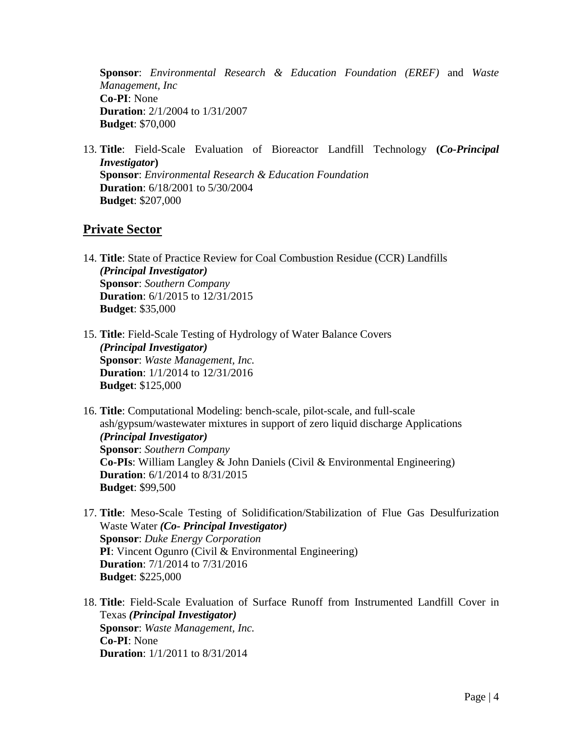**Sponsor**: *Environmental Research & Education Foundation (EREF)* and *Waste Management, Inc*
**Co-PI**: None
**Duration**: 2/1/2004 to 1/31/2007
**Budget**: $70,000

13. **Title**: Field-Scale Evaluation of Bioreactor Landfill Technology **(*Co-Principal Investigator*)**
**Sponsor**: *Environmental Research & Education Foundation*
**Duration**: 6/18/2001 to 5/30/2004
**Budget**: $207,000

## Private Sector

14. **Title**: State of Practice Review for Coal Combustion Residue (CCR) Landfills ***(Principal Investigator)***
**Sponsor**: *Southern Company*
**Duration**: 6/1/2015 to 12/31/2015
**Budget**: $35,000

15. **Title**: Field-Scale Testing of Hydrology of Water Balance Covers ***(Principal Investigator)***
**Sponsor**: *Waste Management, Inc.*
**Duration**: 1/1/2014 to 12/31/2016
**Budget**: $125,000

16. **Title**: Computational Modeling: bench-scale, pilot-scale, and full-scale ash/gypsum/wastewater mixtures in support of zero liquid discharge Applications ***(Principal Investigator)***
**Sponsor**: *Southern Company*
**Co-PIs**: William Langley & John Daniels (Civil & Environmental Engineering)
**Duration**: 6/1/2014 to 8/31/2015
**Budget**: $99,500

17. **Title**: Meso-Scale Testing of Solidification/Stabilization of Flue Gas Desulfurization Waste Water ***(Co- Principal Investigator)***
**Sponsor**: *Duke Energy Corporation*
**PI**: Vincent Ogunro (Civil & Environmental Engineering)
**Duration**: 7/1/2014 to 7/31/2016
**Budget**: $225,000

18. **Title**: Field-Scale Evaluation of Surface Runoff from Instrumented Landfill Cover in Texas ***(Principal Investigator)***
**Sponsor**: *Waste Management, Inc.*
**Co-PI**: None
**Duration**: 1/1/2011 to 8/31/2014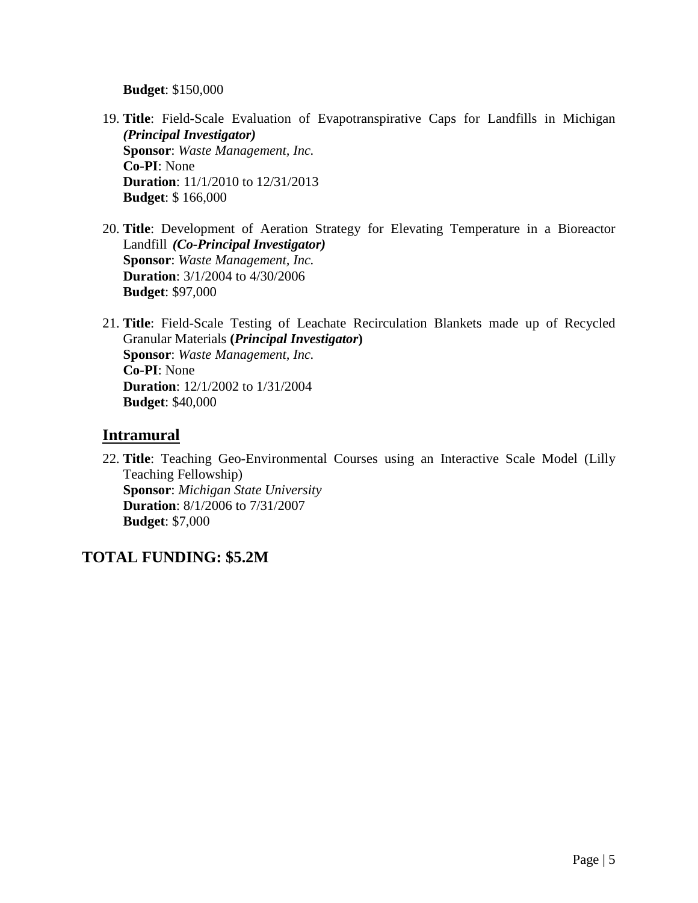**Budget**: $150,000

19. **Title**: Field-Scale Evaluation of Evapotranspirative Caps for Landfills in Michigan ***(Principal Investigator)***
    **Sponsor**: *Waste Management, Inc.*
    **Co-PI**: None
    **Duration**: 11/1/2010 to 12/31/2013
    **Budget**: $ 166,000

20. **Title**: Development of Aeration Strategy for Elevating Temperature in a Bioreactor Landfill ***(Co-Principal Investigator)***
    **Sponsor**: *Waste Management, Inc.*
    **Duration**: 3/1/2004 to 4/30/2006
    **Budget**: $97,000

21. **Title**: Field-Scale Testing of Leachate Recirculation Blankets made up of Recycled Granular Materials **(*Principal Investigator*)**
    **Sponsor**: *Waste Management, Inc.*
    **Co-PI**: None
    **Duration**: 12/1/2002 to 1/31/2004
    **Budget**: $40,000

## Intramural

22. **Title**: Teaching Geo-Environmental Courses using an Interactive Scale Model (Lilly Teaching Fellowship)
    **Sponsor**: *Michigan State University*
    **Duration**: 8/1/2006 to 7/31/2007
    **Budget**: $7,000

## TOTAL FUNDING: $5.2M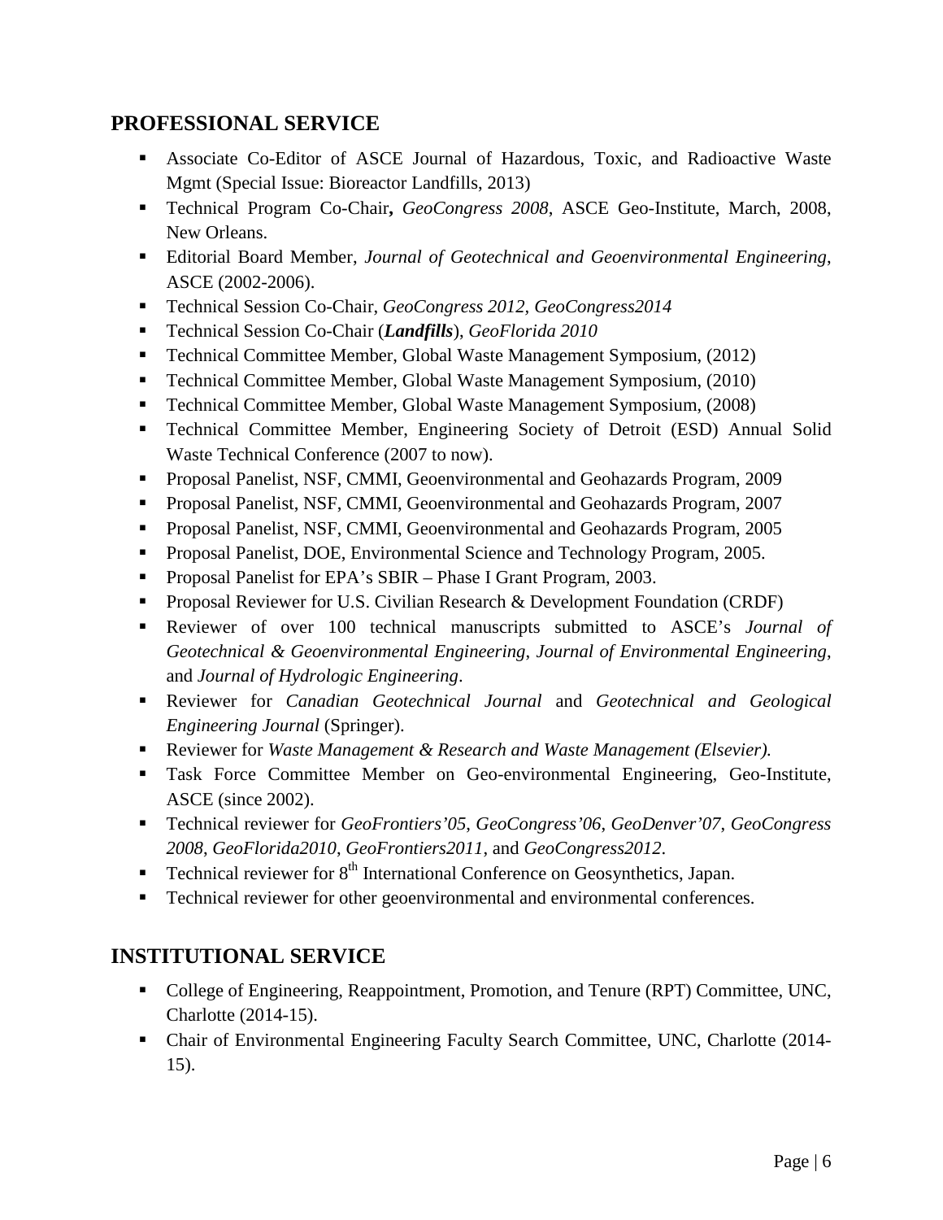## PROFESSIONAL SERVICE

- Associate Co-Editor of ASCE Journal of Hazardous, Toxic, and Radioactive Waste Mgmt (Special Issue: Bioreactor Landfills, 2013)
- Technical Program Co-Chair**,** *GeoCongress 2008*, ASCE Geo-Institute, March, 2008, New Orleans.
- Editorial Board Member, *Journal of Geotechnical and Geoenvironmental Engineering*, ASCE (2002-2006).
- Technical Session Co-Chair, *GeoCongress 2012, GeoCongress2014*
- Technical Session Co-Chair (***Landfills***), *GeoFlorida 2010*
- Technical Committee Member, Global Waste Management Symposium, (2012)
- Technical Committee Member, Global Waste Management Symposium, (2010)
- Technical Committee Member, Global Waste Management Symposium, (2008)
- Technical Committee Member, Engineering Society of Detroit (ESD) Annual Solid Waste Technical Conference (2007 to now).
- Proposal Panelist, NSF, CMMI, Geoenvironmental and Geohazards Program, 2009
- Proposal Panelist, NSF, CMMI, Geoenvironmental and Geohazards Program, 2007
- Proposal Panelist, NSF, CMMI, Geoenvironmental and Geohazards Program, 2005
- Proposal Panelist, DOE, Environmental Science and Technology Program, 2005.
- Proposal Panelist for EPA's SBIR – Phase I Grant Program, 2003.
- Proposal Reviewer for U.S. Civilian Research & Development Foundation (CRDF)
- Reviewer of over 100 technical manuscripts submitted to ASCE's *Journal of Geotechnical & Geoenvironmental Engineering*, *Journal of Environmental Engineering*, and *Journal of Hydrologic Engineering*.
- Reviewer for *Canadian Geotechnical Journal* and *Geotechnical and Geological Engineering Journal* (Springer).
- Reviewer for *Waste Management & Research and Waste Management (Elsevier).*
- Task Force Committee Member on Geo-environmental Engineering, Geo-Institute, ASCE (since 2002).
- Technical reviewer for *GeoFrontiers'05*, *GeoCongress'06*, *GeoDenver'07*, *GeoCongress 2008*, *GeoFlorida2010*, *GeoFrontiers2011*, and *GeoCongress2012*.
- Technical reviewer for 8th International Conference on Geosynthetics, Japan.
- Technical reviewer for other geoenvironmental and environmental conferences.

## INSTITUTIONAL SERVICE

- College of Engineering, Reappointment, Promotion, and Tenure (RPT) Committee, UNC, Charlotte (2014-15).
- Chair of Environmental Engineering Faculty Search Committee, UNC, Charlotte (2014-15).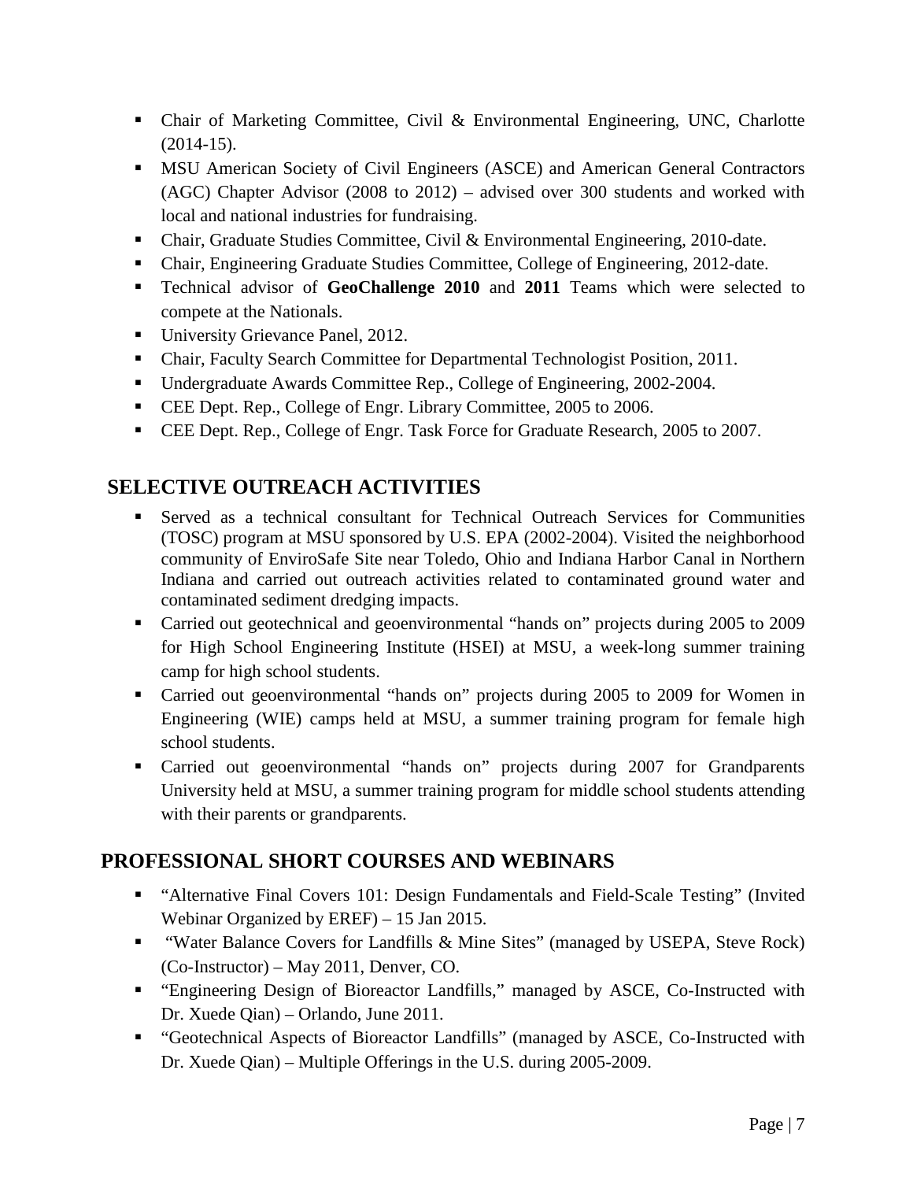- Chair of Marketing Committee, Civil & Environmental Engineering, UNC, Charlotte (2014-15).
- MSU American Society of Civil Engineers (ASCE) and American General Contractors (AGC) Chapter Advisor (2008 to 2012) – advised over 300 students and worked with local and national industries for fundraising.
- Chair, Graduate Studies Committee, Civil & Environmental Engineering, 2010-date.
- Chair, Engineering Graduate Studies Committee, College of Engineering, 2012-date.
- Technical advisor of **GeoChallenge 2010** and **2011** Teams which were selected to compete at the Nationals.
- University Grievance Panel, 2012.
- Chair, Faculty Search Committee for Departmental Technologist Position, 2011.
- Undergraduate Awards Committee Rep., College of Engineering, 2002-2004.
- CEE Dept. Rep., College of Engr. Library Committee, 2005 to 2006.
- CEE Dept. Rep., College of Engr. Task Force for Graduate Research, 2005 to 2007.

## SELECTIVE OUTREACH ACTIVITIES

- Served as a technical consultant for Technical Outreach Services for Communities (TOSC) program at MSU sponsored by U.S. EPA (2002-2004). Visited the neighborhood community of EnviroSafe Site near Toledo, Ohio and Indiana Harbor Canal in Northern Indiana and carried out outreach activities related to contaminated ground water and contaminated sediment dredging impacts.
- Carried out geotechnical and geoenvironmental "hands on" projects during 2005 to 2009 for High School Engineering Institute (HSEI) at MSU, a week-long summer training camp for high school students.
- Carried out geoenvironmental "hands on" projects during 2005 to 2009 for Women in Engineering (WIE) camps held at MSU, a summer training program for female high school students.
- Carried out geoenvironmental "hands on" projects during 2007 for Grandparents University held at MSU, a summer training program for middle school students attending with their parents or grandparents.

## PROFESSIONAL SHORT COURSES AND WEBINARS

- "Alternative Final Covers 101: Design Fundamentals and Field-Scale Testing" (Invited Webinar Organized by EREF) – 15 Jan 2015.
- "Water Balance Covers for Landfills & Mine Sites" (managed by USEPA, Steve Rock) (Co-Instructor) – May 2011, Denver, CO.
- "Engineering Design of Bioreactor Landfills," managed by ASCE, Co-Instructed with Dr. Xuede Qian) – Orlando, June 2011.
- "Geotechnical Aspects of Bioreactor Landfills" (managed by ASCE, Co-Instructed with Dr. Xuede Qian) – Multiple Offerings in the U.S. during 2005-2009.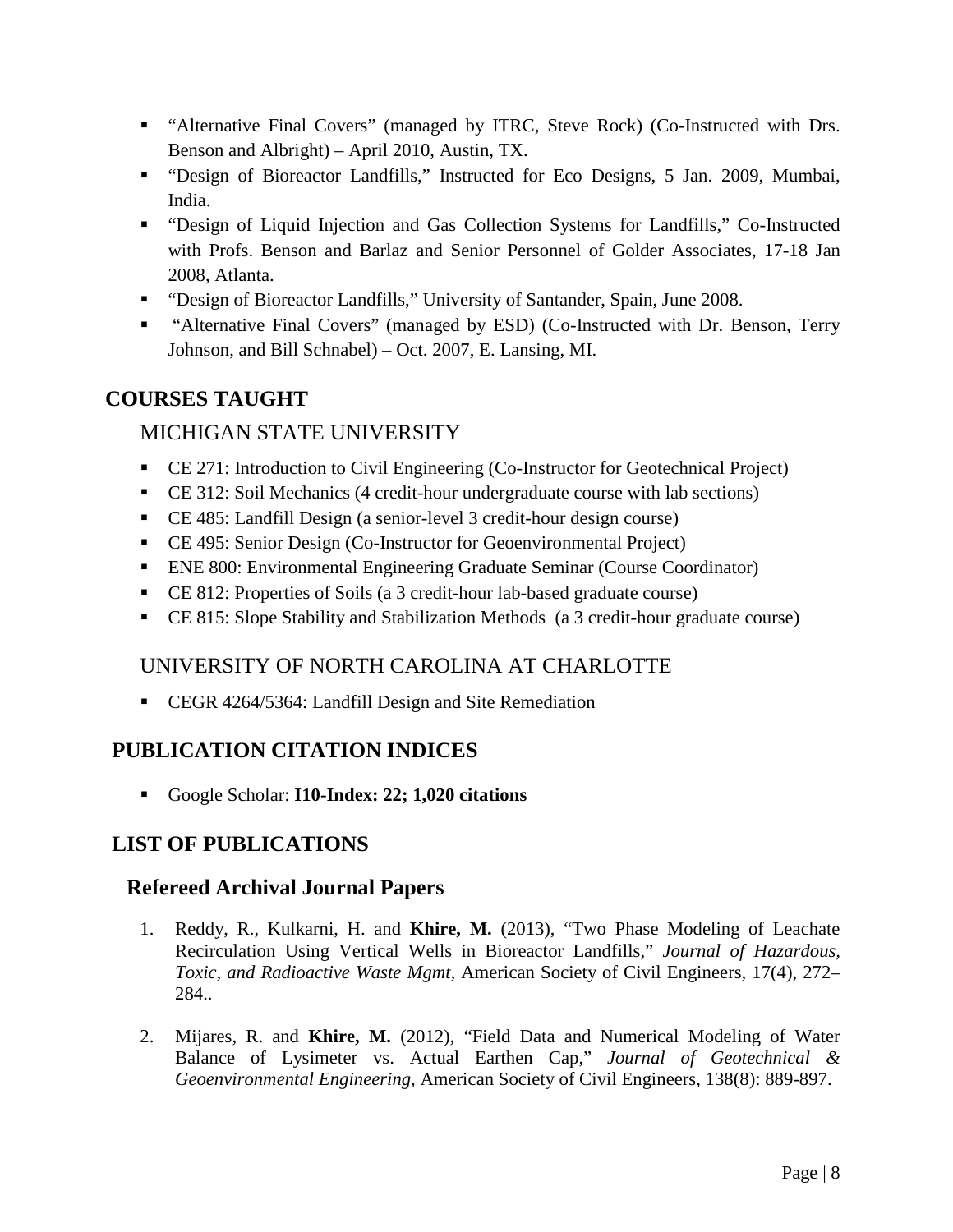- "Alternative Final Covers" (managed by ITRC, Steve Rock) (Co-Instructed with Drs. Benson and Albright) – April 2010, Austin, TX.
- "Design of Bioreactor Landfills," Instructed for Eco Designs, 5 Jan. 2009, Mumbai, India.
- "Design of Liquid Injection and Gas Collection Systems for Landfills," Co-Instructed with Profs. Benson and Barlaz and Senior Personnel of Golder Associates, 17-18 Jan 2008, Atlanta.
- "Design of Bioreactor Landfills," University of Santander, Spain, June 2008.
- "Alternative Final Covers" (managed by ESD) (Co-Instructed with Dr. Benson, Terry Johnson, and Bill Schnabel) – Oct. 2007, E. Lansing, MI.

## COURSES TAUGHT

### MICHIGAN STATE UNIVERSITY

- CE 271: Introduction to Civil Engineering (Co-Instructor for Geotechnical Project)
- CE 312: Soil Mechanics (4 credit-hour undergraduate course with lab sections)
- CE 485: Landfill Design (a senior-level 3 credit-hour design course)
- CE 495: Senior Design (Co-Instructor for Geoenvironmental Project)
- ENE 800: Environmental Engineering Graduate Seminar (Course Coordinator)
- CE 812: Properties of Soils (a 3 credit-hour lab-based graduate course)
- CE 815: Slope Stability and Stabilization Methods (a 3 credit-hour graduate course)

### UNIVERSITY OF NORTH CAROLINA AT CHARLOTTE

- CEGR 4264/5364: Landfill Design and Site Remediation

## PUBLICATION CITATION INDICES

- Google Scholar: **I10-Index: 22; 1,020 citations**

## LIST OF PUBLICATIONS

### Refereed Archival Journal Papers

1. Reddy, R., Kulkarni, H. and **Khire, M.** (2013), "Two Phase Modeling of Leachate Recirculation Using Vertical Wells in Bioreactor Landfills," *Journal of Hazardous, Toxic, and Radioactive Waste Mgmt,* American Society of Civil Engineers, 17(4), 272–284..

2. Mijares, R. and **Khire, M.** (2012), "Field Data and Numerical Modeling of Water Balance of Lysimeter vs. Actual Earthen Cap," *Journal of Geotechnical & Geoenvironmental Engineering,* American Society of Civil Engineers, 138(8): 889-897.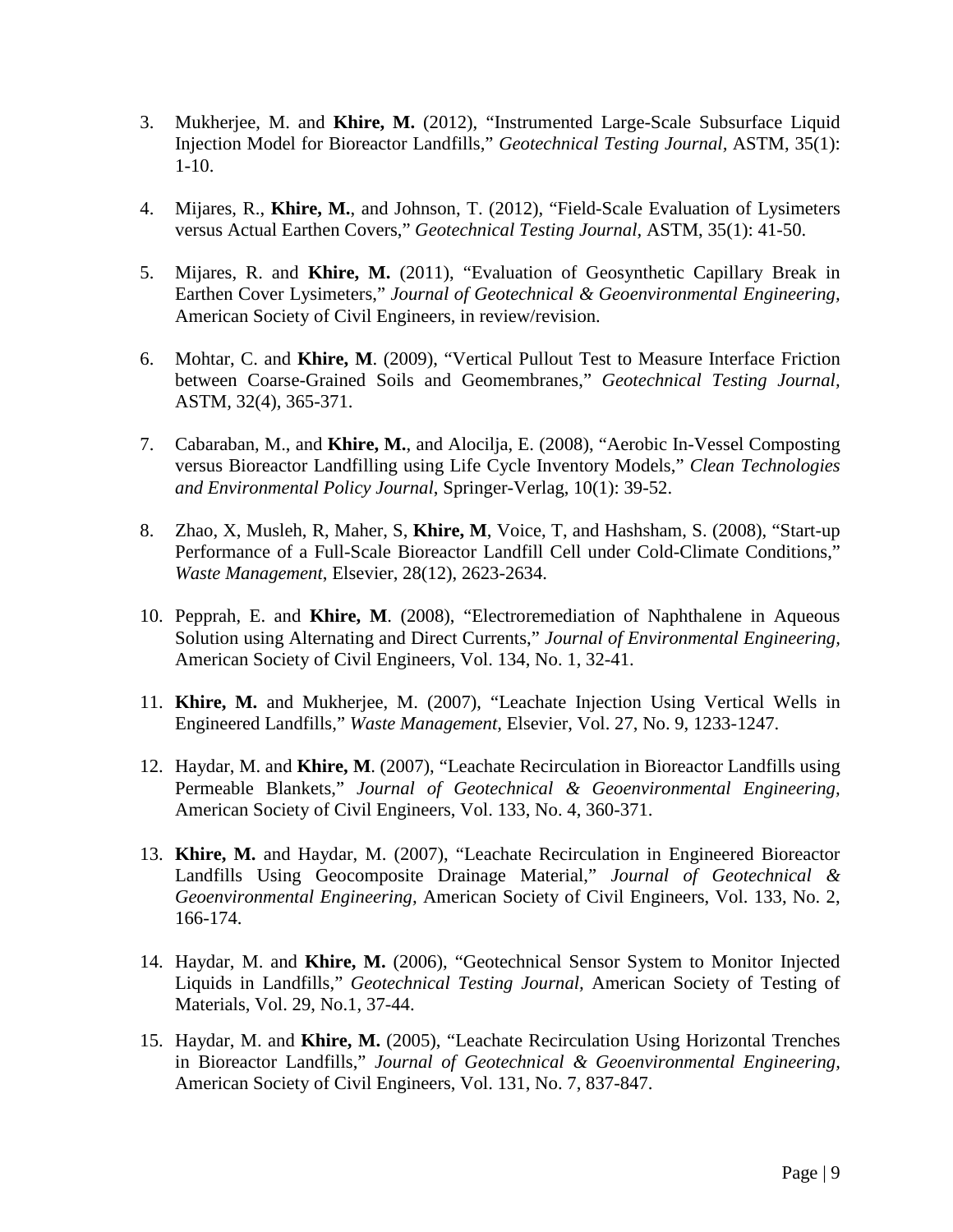3. Mukherjee, M. and **Khire, M.** (2012), "Instrumented Large-Scale Subsurface Liquid Injection Model for Bioreactor Landfills," *Geotechnical Testing Journal*, ASTM, 35(1): 1-10.

4. Mijares, R., **Khire, M.**, and Johnson, T. (2012), "Field-Scale Evaluation of Lysimeters versus Actual Earthen Covers," *Geotechnical Testing Journal*, ASTM, 35(1): 41-50.

5. Mijares, R. and **Khire, M.** (2011), "Evaluation of Geosynthetic Capillary Break in Earthen Cover Lysimeters," *Journal of Geotechnical & Geoenvironmental Engineering*, American Society of Civil Engineers, in review/revision.

6. Mohtar, C. and **Khire, M**. (2009), "Vertical Pullout Test to Measure Interface Friction between Coarse-Grained Soils and Geomembranes," *Geotechnical Testing Journal*, ASTM, 32(4), 365-371.

7. Cabaraban, M., and **Khire, M.**, and Alocilja, E. (2008), "Aerobic In-Vessel Composting versus Bioreactor Landfilling using Life Cycle Inventory Models," *Clean Technologies and Environmental Policy Journal*, Springer-Verlag, 10(1): 39-52.

8. Zhao, X, Musleh, R, Maher, S, **Khire, M**, Voice, T, and Hashsham, S. (2008), "Start-up Performance of a Full-Scale Bioreactor Landfill Cell under Cold-Climate Conditions," *Waste Management*, Elsevier, 28(12), 2623-2634.

10. Pepprah, E. and **Khire, M**. (2008), "Electroremediation of Naphthalene in Aqueous Solution using Alternating and Direct Currents," *Journal of Environmental Engineering*, American Society of Civil Engineers, Vol. 134, No. 1, 32-41.

11. **Khire, M.** and Mukherjee, M. (2007), "Leachate Injection Using Vertical Wells in Engineered Landfills," *Waste Management,* Elsevier, Vol. 27, No. 9, 1233-1247.

12. Haydar, M. and **Khire, M**. (2007), "Leachate Recirculation in Bioreactor Landfills using Permeable Blankets," *Journal of Geotechnical & Geoenvironmental Engineering*, American Society of Civil Engineers, Vol. 133, No. 4, 360-371.

13. **Khire, M.** and Haydar, M. (2007), "Leachate Recirculation in Engineered Bioreactor Landfills Using Geocomposite Drainage Material," *Journal of Geotechnical & Geoenvironmental Engineering,* American Society of Civil Engineers, Vol. 133, No. 2, 166-174.

14. Haydar, M. and **Khire, M.** (2006), "Geotechnical Sensor System to Monitor Injected Liquids in Landfills," *Geotechnical Testing Journal,* American Society of Testing of Materials, Vol. 29, No.1, 37-44.

15. Haydar, M. and **Khire, M.** (2005), "Leachate Recirculation Using Horizontal Trenches in Bioreactor Landfills," *Journal of Geotechnical & Geoenvironmental Engineering,* American Society of Civil Engineers, Vol. 131, No. 7, 837-847.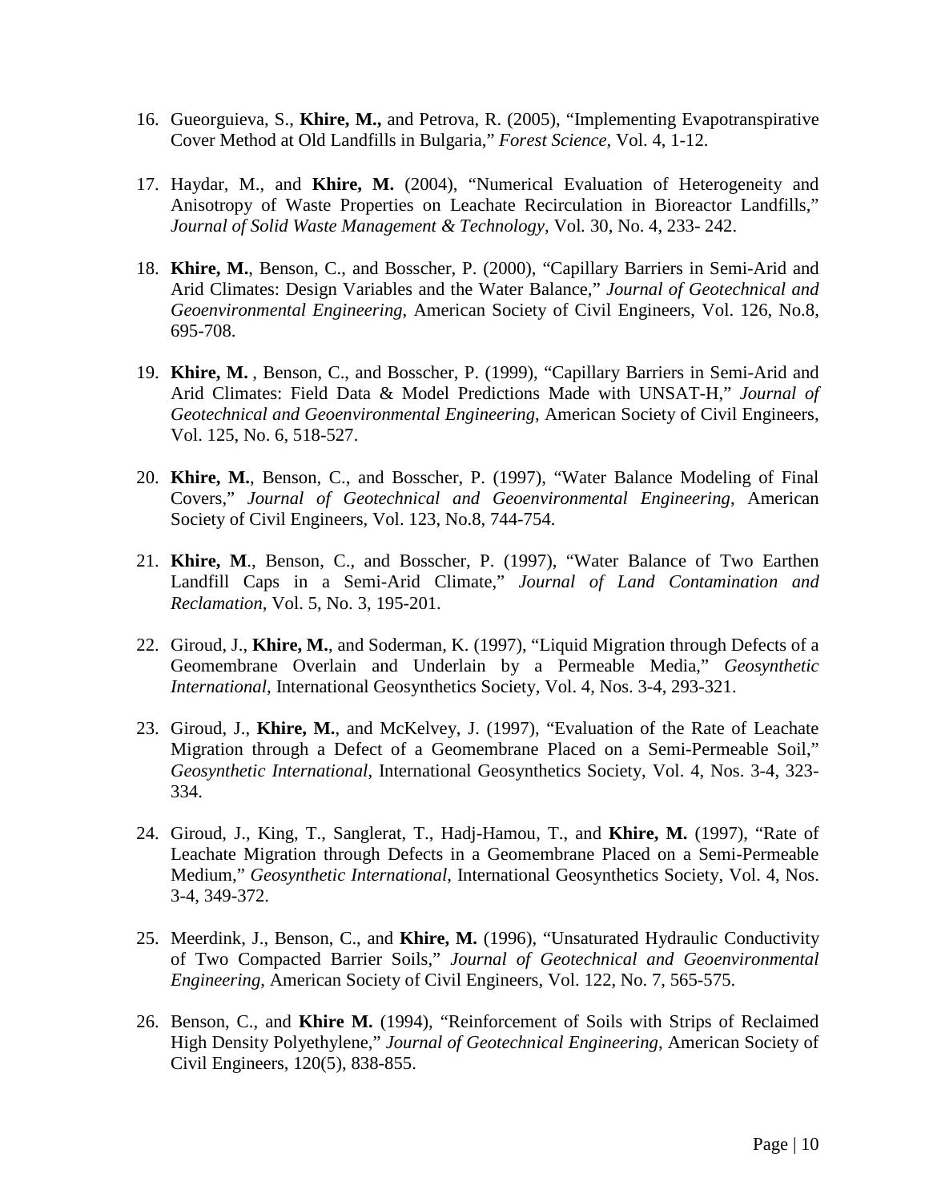16. Gueorguieva, S., **Khire, M.,** and Petrova, R. (2005), "Implementing Evapotranspirative Cover Method at Old Landfills in Bulgaria," *Forest Science*, Vol. 4, 1-12.

17. Haydar, M., and **Khire, M.** (2004), "Numerical Evaluation of Heterogeneity and Anisotropy of Waste Properties on Leachate Recirculation in Bioreactor Landfills," *Journal of Solid Waste Management & Technology*, Vol. 30, No. 4, 233- 242.

18. **Khire, M.**, Benson, C., and Bosscher, P. (2000), "Capillary Barriers in Semi-Arid and Arid Climates: Design Variables and the Water Balance," *Journal of Geotechnical and Geoenvironmental Engineering*, American Society of Civil Engineers, Vol. 126, No.8, 695-708.

19. **Khire, M.** , Benson, C., and Bosscher, P. (1999), "Capillary Barriers in Semi-Arid and Arid Climates: Field Data & Model Predictions Made with UNSAT-H," *Journal of Geotechnical and Geoenvironmental Engineering*, American Society of Civil Engineers, Vol. 125, No. 6, 518-527.

20. **Khire, M.**, Benson, C., and Bosscher, P. (1997), "Water Balance Modeling of Final Covers," *Journal of Geotechnical and Geoenvironmental Engineering*, American Society of Civil Engineers, Vol. 123, No.8, 744-754.

21. **Khire, M**., Benson, C., and Bosscher, P. (1997), "Water Balance of Two Earthen Landfill Caps in a Semi-Arid Climate," *Journal of Land Contamination and Reclamation*, Vol. 5, No. 3, 195-201.

22. Giroud, J., **Khire, M.**, and Soderman, K. (1997), "Liquid Migration through Defects of a Geomembrane Overlain and Underlain by a Permeable Media," *Geosynthetic International*, International Geosynthetics Society, Vol. 4, Nos. 3-4, 293-321.

23. Giroud, J., **Khire, M.**, and McKelvey, J. (1997), "Evaluation of the Rate of Leachate Migration through a Defect of a Geomembrane Placed on a Semi-Permeable Soil," *Geosynthetic International*, International Geosynthetics Society, Vol. 4, Nos. 3-4, 323-334.

24. Giroud, J., King, T., Sanglerat, T., Hadj-Hamou, T., and **Khire, M.** (1997), "Rate of Leachate Migration through Defects in a Geomembrane Placed on a Semi-Permeable Medium," *Geosynthetic International*, International Geosynthetics Society, Vol. 4, Nos. 3-4, 349-372.

25. Meerdink, J., Benson, C., and **Khire, M.** (1996), "Unsaturated Hydraulic Conductivity of Two Compacted Barrier Soils," *Journal of Geotechnical and Geoenvironmental Engineering*, American Society of Civil Engineers, Vol. 122, No. 7, 565-575.

26. Benson, C., and **Khire M.** (1994), "Reinforcement of Soils with Strips of Reclaimed High Density Polyethylene," *Journal of Geotechnical Engineering*, American Society of Civil Engineers, 120(5), 838-855.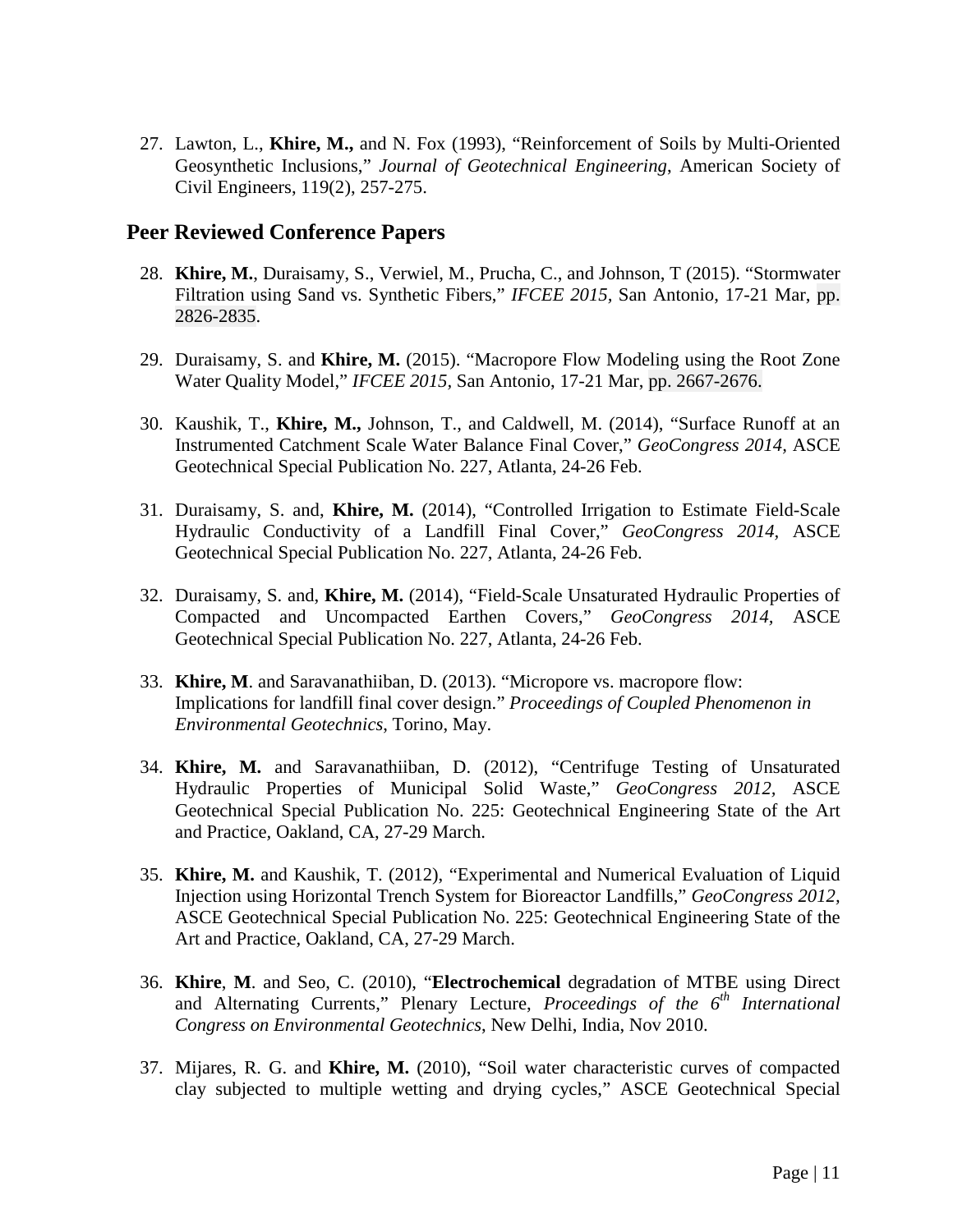27. Lawton, L., **Khire, M.,** and N. Fox (1993), "Reinforcement of Soils by Multi-Oriented Geosynthetic Inclusions," *Journal of Geotechnical Engineering*, American Society of Civil Engineers, 119(2), 257-275.

## Peer Reviewed Conference Papers

28. **Khire, M.**, Duraisamy, S., Verwiel, M., Prucha, C., and Johnson, T (2015). "Stormwater Filtration using Sand vs. Synthetic Fibers," *IFCEE 2015*, San Antonio, 17-21 Mar, pp. 2826-2835.

29. Duraisamy, S. and **Khire, M.** (2015). "Macropore Flow Modeling using the Root Zone Water Quality Model," *IFCEE 2015*, San Antonio, 17-21 Mar, pp. 2667-2676.

30. Kaushik, T., **Khire, M.,** Johnson, T., and Caldwell, M. (2014), "Surface Runoff at an Instrumented Catchment Scale Water Balance Final Cover," *GeoCongress 2014*, ASCE Geotechnical Special Publication No. 227, Atlanta, 24-26 Feb.

31. Duraisamy, S. and, **Khire, M.** (2014), "Controlled Irrigation to Estimate Field-Scale Hydraulic Conductivity of a Landfill Final Cover," *GeoCongress 2014*, ASCE Geotechnical Special Publication No. 227, Atlanta, 24-26 Feb.

32. Duraisamy, S. and, **Khire, M.** (2014), "Field-Scale Unsaturated Hydraulic Properties of Compacted and Uncompacted Earthen Covers," *GeoCongress 2014*, ASCE Geotechnical Special Publication No. 227, Atlanta, 24-26 Feb.

33. **Khire, M**. and Saravanathiiban, D. (2013). "Micropore vs. macropore flow: Implications for landfill final cover design." *Proceedings of Coupled Phenomenon in Environmental Geotechnics*, Torino, May.

34. **Khire, M.** and Saravanathiiban, D. (2012), "Centrifuge Testing of Unsaturated Hydraulic Properties of Municipal Solid Waste," *GeoCongress 2012*, ASCE Geotechnical Special Publication No. 225: Geotechnical Engineering State of the Art and Practice, Oakland, CA, 27-29 March.

35. **Khire, M.** and Kaushik, T. (2012), "Experimental and Numerical Evaluation of Liquid Injection using Horizontal Trench System for Bioreactor Landfills," *GeoCongress 2012*, ASCE Geotechnical Special Publication No. 225: Geotechnical Engineering State of the Art and Practice, Oakland, CA, 27-29 March.

36. **Khire**, **M**. and Seo, C. (2010), "**Electrochemical** degradation of MTBE using Direct and Alternating Currents," Plenary Lecture, *Proceedings of the 6$^{th}$ International Congress on Environmental Geotechnics*, New Delhi, India, Nov 2010.

37. Mijares, R. G. and **Khire, M.** (2010), "Soil water characteristic curves of compacted clay subjected to multiple wetting and drying cycles," ASCE Geotechnical Special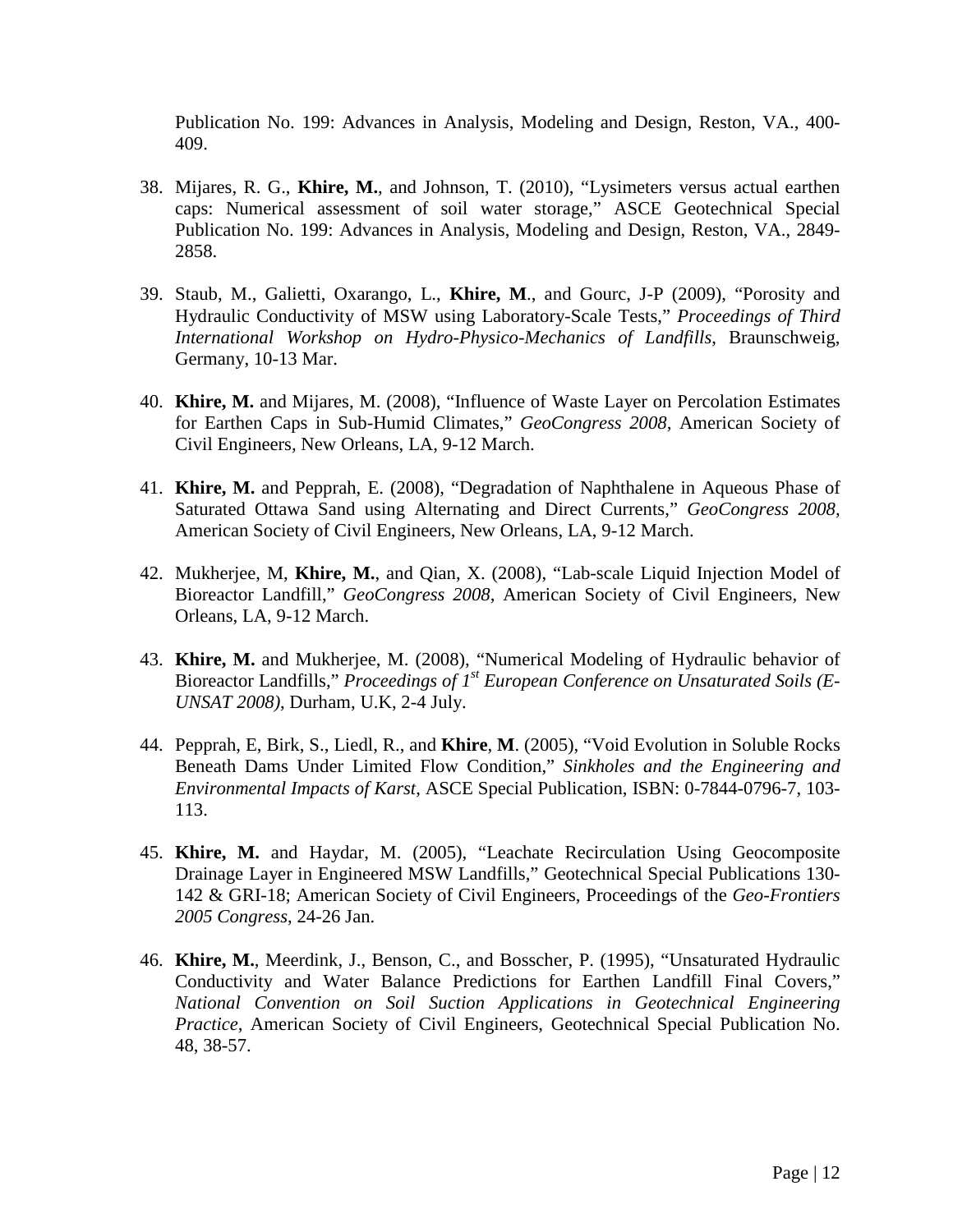Publication No. 199: Advances in Analysis, Modeling and Design, Reston, VA., 400-409.

38. Mijares, R. G., **Khire, M.**, and Johnson, T. (2010), "Lysimeters versus actual earthen caps: Numerical assessment of soil water storage," ASCE Geotechnical Special Publication No. 199: Advances in Analysis, Modeling and Design, Reston, VA., 2849-2858.

39. Staub, M., Galietti, Oxarango, L., **Khire, M**., and Gourc, J-P (2009), "Porosity and Hydraulic Conductivity of MSW using Laboratory-Scale Tests," *Proceedings of Third International Workshop on Hydro-Physico-Mechanics of Landfills*, Braunschweig, Germany, 10-13 Mar.

40. **Khire, M.** and Mijares, M. (2008), "Influence of Waste Layer on Percolation Estimates for Earthen Caps in Sub-Humid Climates," *GeoCongress 2008,* American Society of Civil Engineers*,* New Orleans, LA, 9-12 March.

41. **Khire, M.** and Pepprah, E. (2008), "Degradation of Naphthalene in Aqueous Phase of Saturated Ottawa Sand using Alternating and Direct Currents," *GeoCongress 2008,* American Society of Civil Engineers, New Orleans, LA, 9-12 March.

42. Mukherjee, M, **Khire, M.**, and Qian, X. (2008), "Lab-scale Liquid Injection Model of Bioreactor Landfill," *GeoCongress 2008,* American Society of Civil Engineers, New Orleans, LA, 9-12 March.

43. **Khire, M.** and Mukherjee, M. (2008), "Numerical Modeling of Hydraulic behavior of Bioreactor Landfills," *Proceedings of 1st European Conference on Unsaturated Soils (E-UNSAT 2008)*, Durham, U.K, 2-4 July.

44. Pepprah, E, Birk, S., Liedl, R., and **Khire**, **M**. (2005), "Void Evolution in Soluble Rocks Beneath Dams Under Limited Flow Condition," *Sinkholes and the Engineering and Environmental Impacts of Karst*, ASCE Special Publication, ISBN: 0-7844-0796-7, 103-113.

45. **Khire, M.** and Haydar, M. (2005), "Leachate Recirculation Using Geocomposite Drainage Layer in Engineered MSW Landfills," Geotechnical Special Publications 130-142 & GRI-18; American Society of Civil Engineers, Proceedings of the *Geo-Frontiers 2005 Congress*, 24-26 Jan.

46. **Khire, M.**, Meerdink, J., Benson, C., and Bosscher, P. (1995), "Unsaturated Hydraulic Conductivity and Water Balance Predictions for Earthen Landfill Final Covers," *National Convention on Soil Suction Applications in Geotechnical Engineering Practice*, American Society of Civil Engineers, Geotechnical Special Publication No. 48, 38-57.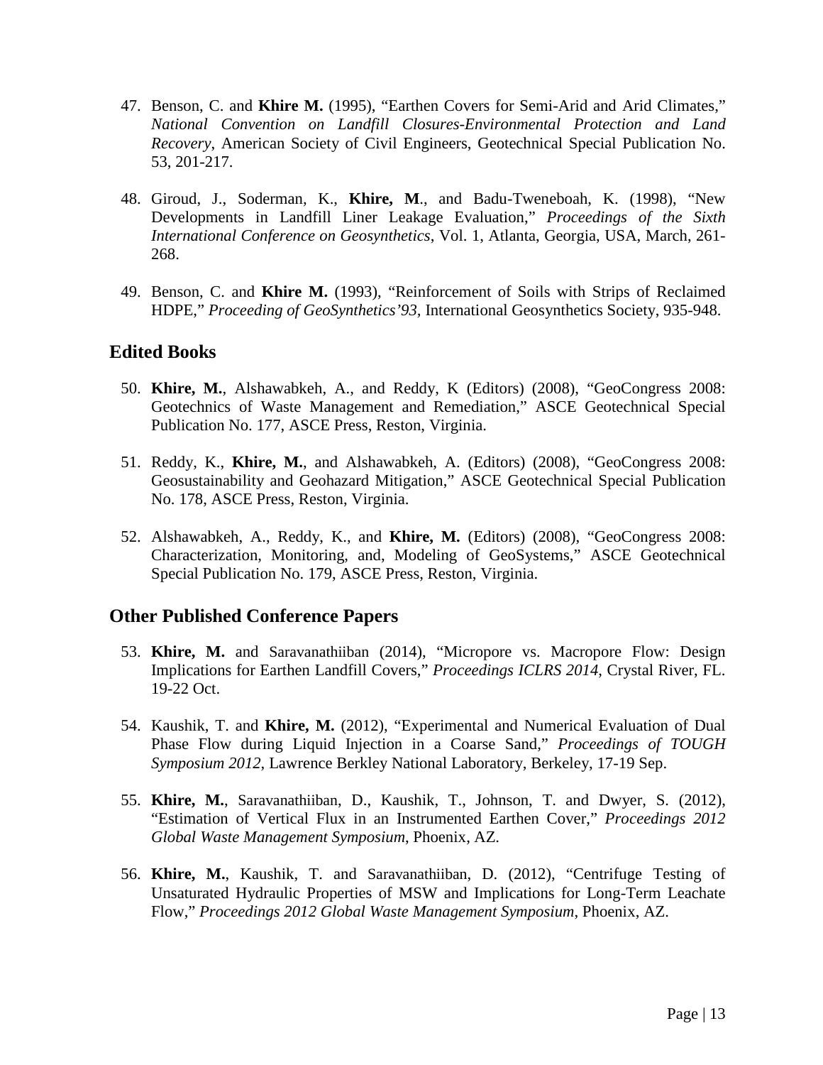47. Benson, C. and **Khire M.** (1995), "Earthen Covers for Semi-Arid and Arid Climates," *National Convention on Landfill Closures-Environmental Protection and Land Recovery*, American Society of Civil Engineers, Geotechnical Special Publication No. 53, 201-217.

48. Giroud, J., Soderman, K., **Khire, M**., and Badu-Tweneboah, K. (1998), "New Developments in Landfill Liner Leakage Evaluation," *Proceedings of the Sixth International Conference on Geosynthetics*, Vol. 1, Atlanta, Georgia, USA, March, 261-268.

49. Benson, C. and **Khire M.** (1993), "Reinforcement of Soils with Strips of Reclaimed HDPE," *Proceeding of GeoSynthetics'93*, International Geosynthetics Society, 935-948.

## Edited Books

50. **Khire, M.**, Alshawabkeh, A., and Reddy, K (Editors) (2008), "GeoCongress 2008: Geotechnics of Waste Management and Remediation," ASCE Geotechnical Special Publication No. 177, ASCE Press, Reston, Virginia.

51. Reddy, K., **Khire, M.**, and Alshawabkeh, A. (Editors) (2008), "GeoCongress 2008: Geosustainability and Geohazard Mitigation," ASCE Geotechnical Special Publication No. 178, ASCE Press, Reston, Virginia.

52. Alshawabkeh, A., Reddy, K., and **Khire, M.** (Editors) (2008), "GeoCongress 2008: Characterization, Monitoring, and, Modeling of GeoSystems," ASCE Geotechnical Special Publication No. 179, ASCE Press, Reston, Virginia.

## Other Published Conference Papers

53. **Khire, M.** and Saravanathiiban (2014), "Micropore vs. Macropore Flow: Design Implications for Earthen Landfill Covers," *Proceedings ICLRS 2014*, Crystal River, FL. 19-22 Oct.

54. Kaushik, T. and **Khire, M.** (2012), "Experimental and Numerical Evaluation of Dual Phase Flow during Liquid Injection in a Coarse Sand," *Proceedings of TOUGH Symposium 2012*, Lawrence Berkley National Laboratory, Berkeley, 17-19 Sep.

55. **Khire, M.**, Saravanathiiban, D., Kaushik, T., Johnson, T. and Dwyer, S. (2012), "Estimation of Vertical Flux in an Instrumented Earthen Cover," *Proceedings 2012 Global Waste Management Symposium*, Phoenix, AZ.

56. **Khire, M.**, Kaushik, T. and Saravanathiiban, D. (2012), "Centrifuge Testing of Unsaturated Hydraulic Properties of MSW and Implications for Long-Term Leachate Flow," *Proceedings 2012 Global Waste Management Symposium*, Phoenix, AZ.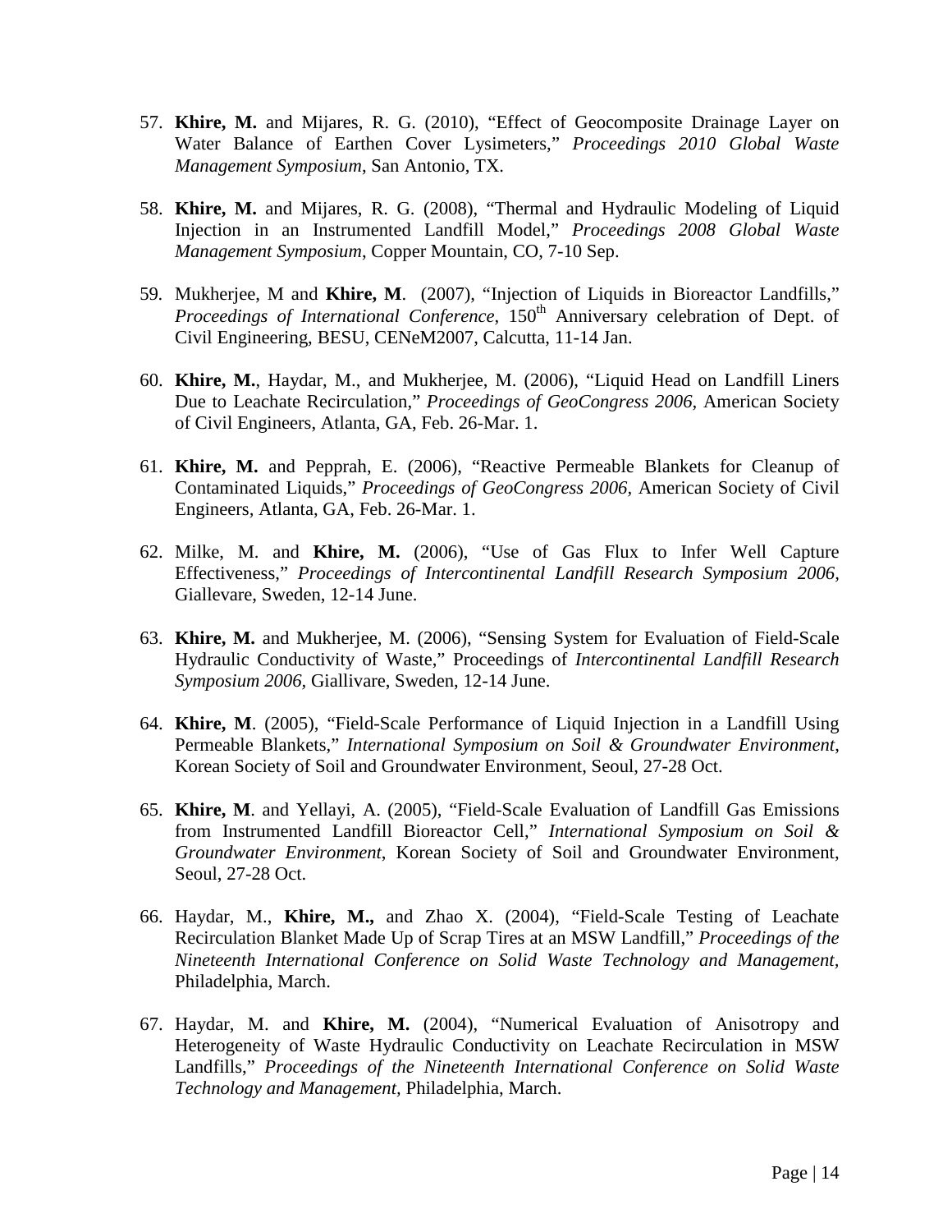57. **Khire, M.** and Mijares, R. G. (2010), "Effect of Geocomposite Drainage Layer on Water Balance of Earthen Cover Lysimeters," *Proceedings 2010 Global Waste Management Symposium*, San Antonio, TX.

58. **Khire, M.** and Mijares, R. G. (2008), "Thermal and Hydraulic Modeling of Liquid Injection in an Instrumented Landfill Model," *Proceedings 2008 Global Waste Management Symposium*, Copper Mountain, CO, 7-10 Sep.

59. Mukherjee, M and **Khire, M**. (2007), "Injection of Liquids in Bioreactor Landfills," *Proceedings of International Conference*, 150th Anniversary celebration of Dept. of Civil Engineering, BESU, CENeM2007, Calcutta, 11-14 Jan.

60. **Khire, M.**, Haydar, M., and Mukherjee, M. (2006), "Liquid Head on Landfill Liners Due to Leachate Recirculation," *Proceedings of GeoCongress 2006*, American Society of Civil Engineers, Atlanta, GA, Feb. 26-Mar. 1.

61. **Khire, M.** and Pepprah, E. (2006), "Reactive Permeable Blankets for Cleanup of Contaminated Liquids," *Proceedings of GeoCongress 2006*, American Society of Civil Engineers, Atlanta, GA, Feb. 26-Mar. 1.

62. Milke, M. and **Khire, M.** (2006), "Use of Gas Flux to Infer Well Capture Effectiveness," *Proceedings of Intercontinental Landfill Research Symposium 2006*, Giallevare, Sweden, 12-14 June.

63. **Khire, M.** and Mukherjee, M. (2006), "Sensing System for Evaluation of Field-Scale Hydraulic Conductivity of Waste," Proceedings of *Intercontinental Landfill Research Symposium 2006*, Giallivare, Sweden, 12-14 June.

64. **Khire, M**. (2005), "Field-Scale Performance of Liquid Injection in a Landfill Using Permeable Blankets," *International Symposium on Soil & Groundwater Environment*, Korean Society of Soil and Groundwater Environment, Seoul, 27-28 Oct.

65. **Khire, M**. and Yellayi, A. (2005), "Field-Scale Evaluation of Landfill Gas Emissions from Instrumented Landfill Bioreactor Cell," *International Symposium on Soil & Groundwater Environment*, Korean Society of Soil and Groundwater Environment, Seoul, 27-28 Oct.

66. Haydar, M., **Khire, M.,** and Zhao X. (2004), "Field-Scale Testing of Leachate Recirculation Blanket Made Up of Scrap Tires at an MSW Landfill," *Proceedings of the Nineteenth International Conference on Solid Waste Technology and Management*, Philadelphia, March.

67. Haydar, M. and **Khire, M.** (2004), "Numerical Evaluation of Anisotropy and Heterogeneity of Waste Hydraulic Conductivity on Leachate Recirculation in MSW Landfills," *Proceedings of the Nineteenth International Conference on Solid Waste Technology and Management,* Philadelphia, March.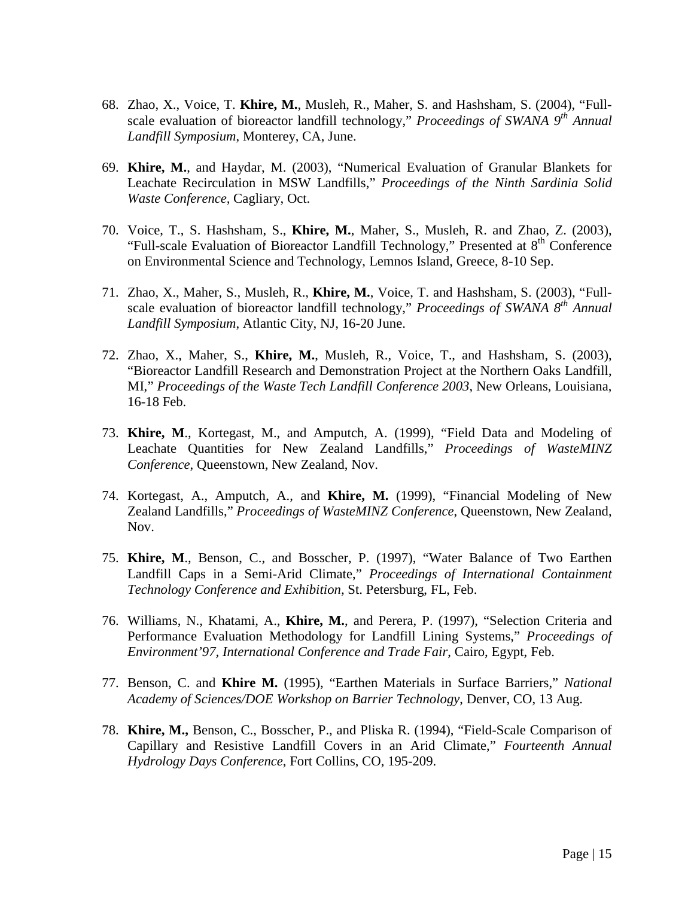68. Zhao, X., Voice, T. **Khire, M.**, Musleh, R., Maher, S. and Hashsham, S. (2004), "Full-scale evaluation of bioreactor landfill technology," *Proceedings of SWANA 9th Annual Landfill Symposium*, Monterey, CA, June.

69. **Khire, M.**, and Haydar, M. (2003), "Numerical Evaluation of Granular Blankets for Leachate Recirculation in MSW Landfills," *Proceedings of the Ninth Sardinia Solid Waste Conference,* Cagliary, Oct.

70. Voice, T., S. Hashsham, S., **Khire, M.**, Maher, S., Musleh, R. and Zhao, Z. (2003), "Full-scale Evaluation of Bioreactor Landfill Technology," Presented at 8th Conference on Environmental Science and Technology, Lemnos Island, Greece, 8-10 Sep.

71. Zhao, X., Maher, S., Musleh, R., **Khire, M.**, Voice, T. and Hashsham, S. (2003), "Full-scale evaluation of bioreactor landfill technology," *Proceedings of SWANA 8th Annual Landfill Symposium*, Atlantic City, NJ, 16-20 June.

72. Zhao, X., Maher, S., **Khire, M.**, Musleh, R., Voice, T., and Hashsham, S. (2003), "Bioreactor Landfill Research and Demonstration Project at the Northern Oaks Landfill, MI," *Proceedings of the Waste Tech Landfill Conference 2003*, New Orleans, Louisiana, 16-18 Feb.

73. **Khire, M**., Kortegast, M., and Amputch, A. (1999), "Field Data and Modeling of Leachate Quantities for New Zealand Landfills," *Proceedings of WasteMINZ Conference*, Queenstown, New Zealand, Nov.

74. Kortegast, A., Amputch, A., and **Khire, M.** (1999), "Financial Modeling of New Zealand Landfills," *Proceedings of WasteMINZ Conference*, Queenstown, New Zealand, Nov.

75. **Khire, M**., Benson, C., and Bosscher, P. (1997), "Water Balance of Two Earthen Landfill Caps in a Semi-Arid Climate," *Proceedings of International Containment Technology Conference and Exhibition*, St. Petersburg, FL, Feb.

76. Williams, N., Khatami, A., **Khire, M.**, and Perera, P. (1997), "Selection Criteria and Performance Evaluation Methodology for Landfill Lining Systems," *Proceedings of Environment'97, International Conference and Trade Fair*, Cairo, Egypt, Feb.

77. Benson, C. and **Khire M.** (1995), "Earthen Materials in Surface Barriers," *National Academy of Sciences/DOE Workshop on Barrier Technology*, Denver, CO, 13 Aug.

78. **Khire, M.,** Benson, C., Bosscher, P., and Pliska R. (1994), "Field-Scale Comparison of Capillary and Resistive Landfill Covers in an Arid Climate," *Fourteenth Annual Hydrology Days Conference*, Fort Collins, CO, 195-209.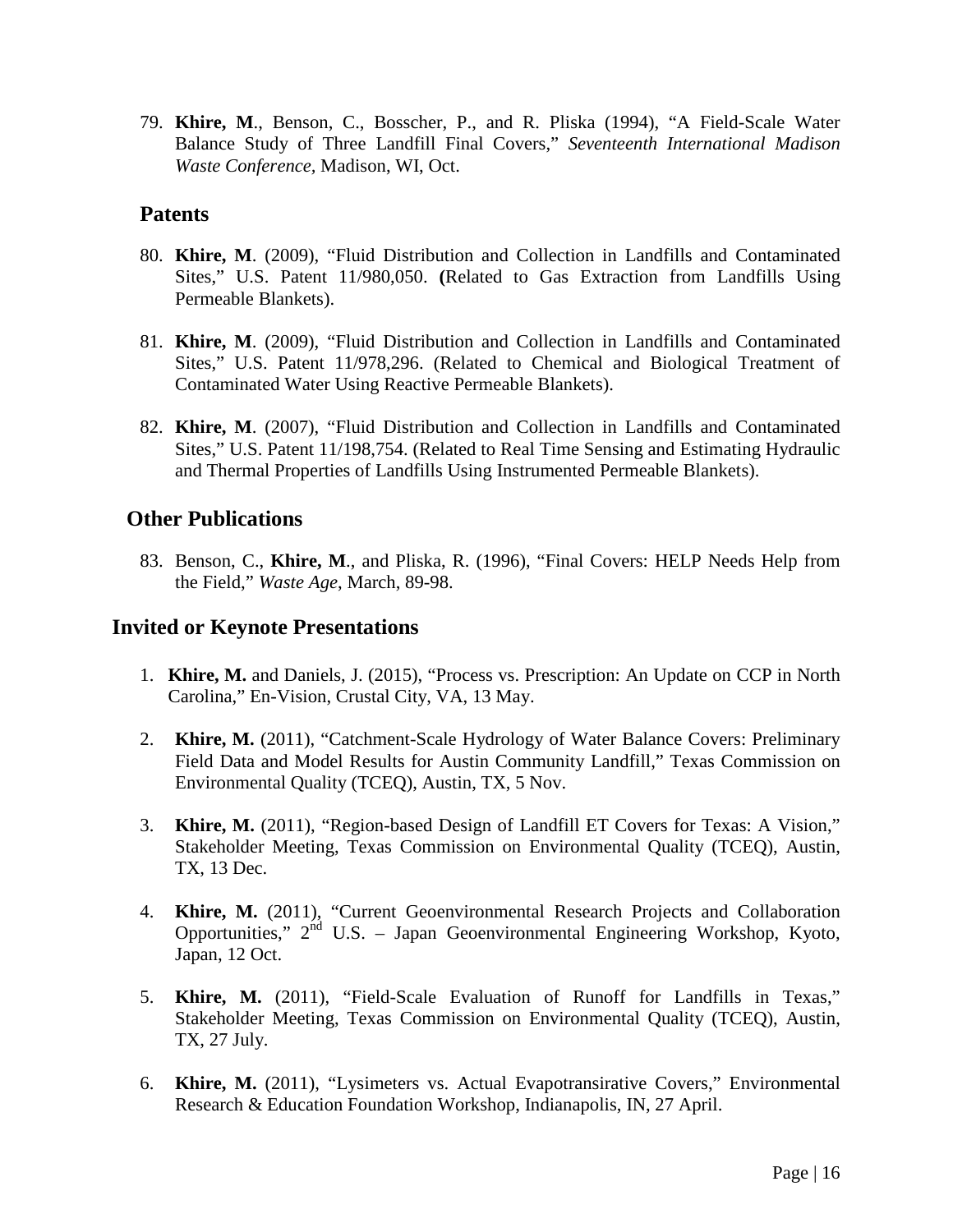79. **Khire, M**., Benson, C., Bosscher, P., and R. Pliska (1994), "A Field-Scale Water Balance Study of Three Landfill Final Covers," *Seventeenth International Madison Waste Conference*, Madison, WI, Oct.

## Patents

80. **Khire, M**. (2009), "Fluid Distribution and Collection in Landfills and Contaminated Sites," U.S. Patent 11/980,050. **(**Related to Gas Extraction from Landfills Using Permeable Blankets).

81. **Khire, M**. (2009), "Fluid Distribution and Collection in Landfills and Contaminated Sites," U.S. Patent 11/978,296. (Related to Chemical and Biological Treatment of Contaminated Water Using Reactive Permeable Blankets).

82. **Khire, M**. (2007), "Fluid Distribution and Collection in Landfills and Contaminated Sites," U.S. Patent 11/198,754. (Related to Real Time Sensing and Estimating Hydraulic and Thermal Properties of Landfills Using Instrumented Permeable Blankets).

## Other Publications

83. Benson, C., **Khire, M**., and Pliska, R. (1996), "Final Covers: HELP Needs Help from the Field," *Waste Age*, March, 89-98.

## Invited or Keynote Presentations

1. **Khire, M.** and Daniels, J. (2015), "Process vs. Prescription: An Update on CCP in North Carolina," En-Vision, Crustal City, VA, 13 May.

2. **Khire, M.** (2011), "Catchment-Scale Hydrology of Water Balance Covers: Preliminary Field Data and Model Results for Austin Community Landfill," Texas Commission on Environmental Quality (TCEQ), Austin, TX, 5 Nov.

3. **Khire, M.** (2011), "Region-based Design of Landfill ET Covers for Texas: A Vision," Stakeholder Meeting, Texas Commission on Environmental Quality (TCEQ), Austin, TX, 13 Dec.

4. **Khire, M.** (2011), "Current Geoenvironmental Research Projects and Collaboration Opportunities," 2nd U.S. – Japan Geoenvironmental Engineering Workshop, Kyoto, Japan, 12 Oct.

5. **Khire, M.** (2011), "Field-Scale Evaluation of Runoff for Landfills in Texas," Stakeholder Meeting, Texas Commission on Environmental Quality (TCEQ), Austin, TX, 27 July.

6. **Khire, M.** (2011), "Lysimeters vs. Actual Evapotransirative Covers," Environmental Research & Education Foundation Workshop, Indianapolis, IN, 27 April.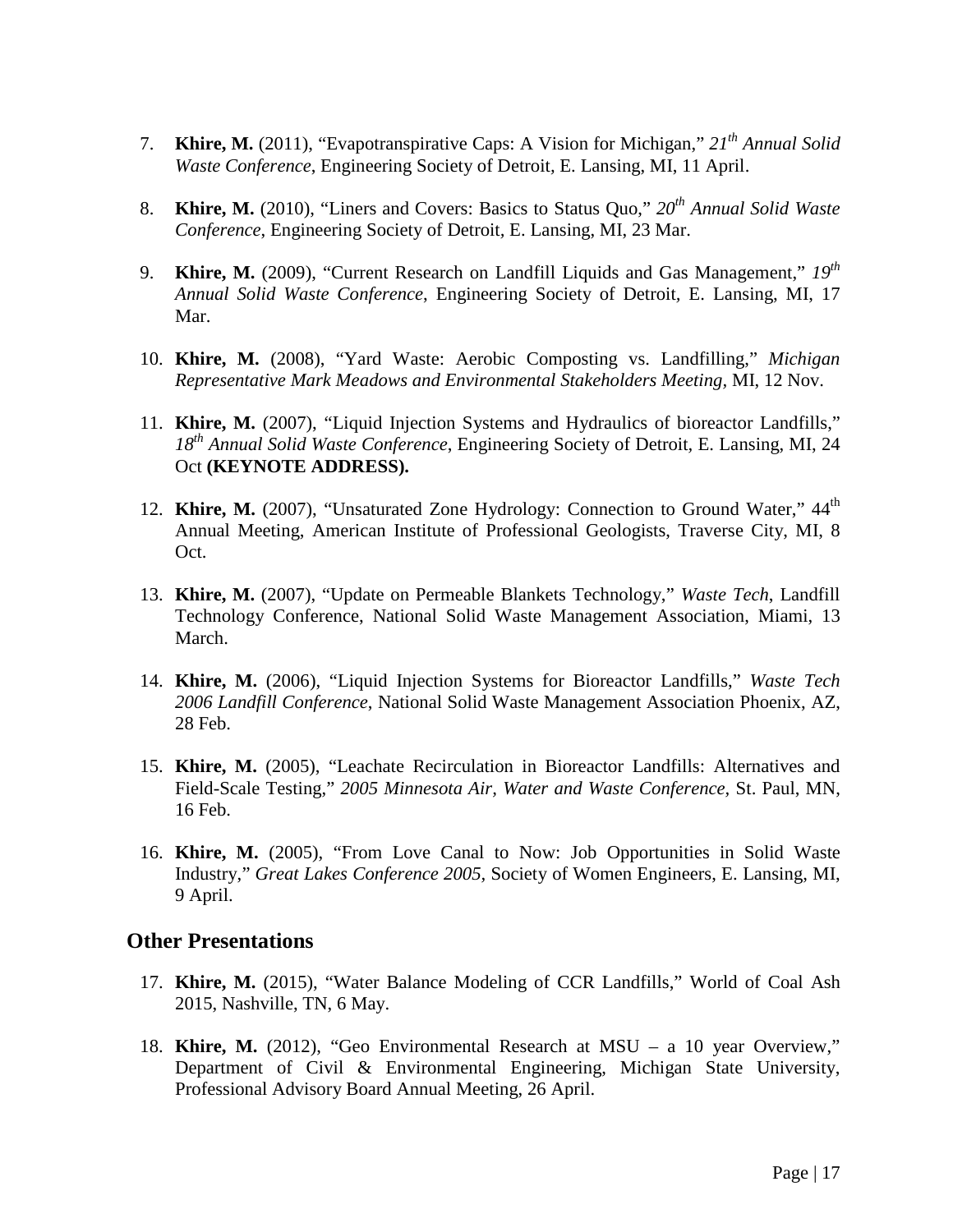7. **Khire, M.** (2011), "Evapotranspirative Caps: A Vision for Michigan," *21st Annual Solid Waste Conference*, Engineering Society of Detroit, E. Lansing, MI, 11 April.

8. **Khire, M.** (2010), "Liners and Covers: Basics to Status Quo," *20th Annual Solid Waste Conference*, Engineering Society of Detroit, E. Lansing, MI, 23 Mar.

9. **Khire, M.** (2009), "Current Research on Landfill Liquids and Gas Management," *19th Annual Solid Waste Conference*, Engineering Society of Detroit, E. Lansing, MI, 17 Mar.

10. **Khire, M.** (2008), "Yard Waste: Aerobic Composting vs. Landfilling," *Michigan Representative Mark Meadows and Environmental Stakeholders Meeting*, MI, 12 Nov.

11. **Khire, M.** (2007), "Liquid Injection Systems and Hydraulics of bioreactor Landfills," *18th Annual Solid Waste Conference*, Engineering Society of Detroit, E. Lansing, MI, 24 Oct **(KEYNOTE ADDRESS).**

12. **Khire, M.** (2007), "Unsaturated Zone Hydrology: Connection to Ground Water," 44th Annual Meeting, American Institute of Professional Geologists, Traverse City, MI, 8 Oct.

13. **Khire, M.** (2007), "Update on Permeable Blankets Technology," *Waste Tech*, Landfill Technology Conference, National Solid Waste Management Association, Miami, 13 March.

14. **Khire, M.** (2006), "Liquid Injection Systems for Bioreactor Landfills," *Waste Tech 2006 Landfill Conference*, National Solid Waste Management Association Phoenix, AZ, 28 Feb.

15. **Khire, M.** (2005), "Leachate Recirculation in Bioreactor Landfills: Alternatives and Field-Scale Testing," *2005 Minnesota Air, Water and Waste Conference*, St. Paul, MN, 16 Feb.

16. **Khire, M.** (2005), "From Love Canal to Now: Job Opportunities in Solid Waste Industry," *Great Lakes Conference 2005*, Society of Women Engineers, E. Lansing, MI, 9 April.

## Other Presentations

17. **Khire, M.** (2015), "Water Balance Modeling of CCR Landfills," World of Coal Ash 2015, Nashville, TN, 6 May.

18. **Khire, M.** (2012), "Geo Environmental Research at MSU – a 10 year Overview," Department of Civil & Environmental Engineering, Michigan State University, Professional Advisory Board Annual Meeting, 26 April.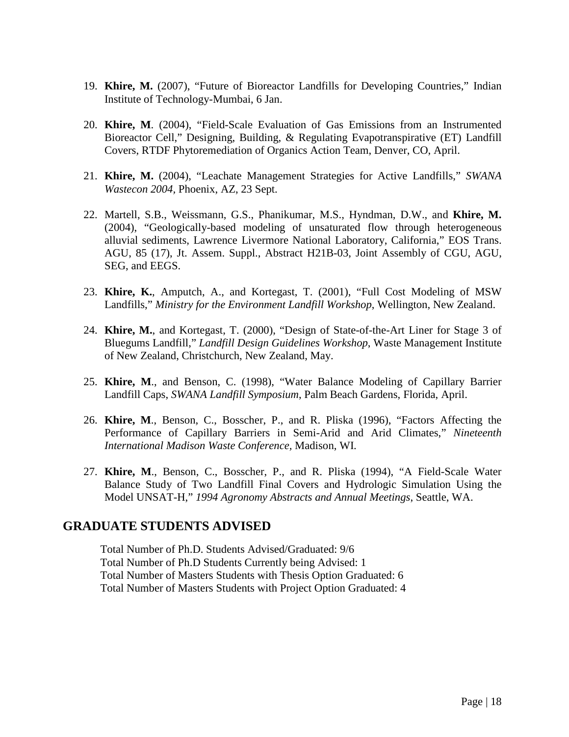19. **Khire, M.** (2007), "Future of Bioreactor Landfills for Developing Countries," Indian Institute of Technology-Mumbai, 6 Jan.

20. **Khire, M**. (2004), "Field-Scale Evaluation of Gas Emissions from an Instrumented Bioreactor Cell," Designing, Building, & Regulating Evapotranspirative (ET) Landfill Covers, RTDF Phytoremediation of Organics Action Team, Denver, CO, April.

21. **Khire, M.** (2004), "Leachate Management Strategies for Active Landfills," *SWANA Wastecon 2004*, Phoenix, AZ, 23 Sept.

22. Martell, S.B., Weissmann, G.S., Phanikumar, M.S., Hyndman, D.W., and **Khire, M.** (2004), "Geologically-based modeling of unsaturated flow through heterogeneous alluvial sediments, Lawrence Livermore National Laboratory, California," EOS Trans. AGU, 85 (17), Jt. Assem. Suppl., Abstract H21B-03, Joint Assembly of CGU, AGU, SEG, and EEGS.

23. **Khire, K.**, Amputch, A., and Kortegast, T. (2001), "Full Cost Modeling of MSW Landfills," *Ministry for the Environment Landfill Workshop*, Wellington, New Zealand.

24. **Khire, M.**, and Kortegast, T. (2000), "Design of State-of-the-Art Liner for Stage 3 of Bluegums Landfill," *Landfill Design Guidelines Workshop*, Waste Management Institute of New Zealand, Christchurch, New Zealand, May.

25. **Khire, M**., and Benson, C. (1998), "Water Balance Modeling of Capillary Barrier Landfill Caps, *SWANA Landfill Symposium*, Palm Beach Gardens, Florida, April.

26. **Khire, M**., Benson, C., Bosscher, P., and R. Pliska (1996), "Factors Affecting the Performance of Capillary Barriers in Semi-Arid and Arid Climates," *Nineteenth International Madison Waste Conference,* Madison, WI.

27. **Khire, M**., Benson, C., Bosscher, P., and R. Pliska (1994), "A Field-Scale Water Balance Study of Two Landfill Final Covers and Hydrologic Simulation Using the Model UNSAT-H," *1994 Agronomy Abstracts and Annual Meetings,* Seattle, WA.

## GRADUATE STUDENTS ADVISED

Total Number of Ph.D. Students Advised/Graduated: 9/6
Total Number of Ph.D Students Currently being Advised: 1
Total Number of Masters Students with Thesis Option Graduated: 6
Total Number of Masters Students with Project Option Graduated: 4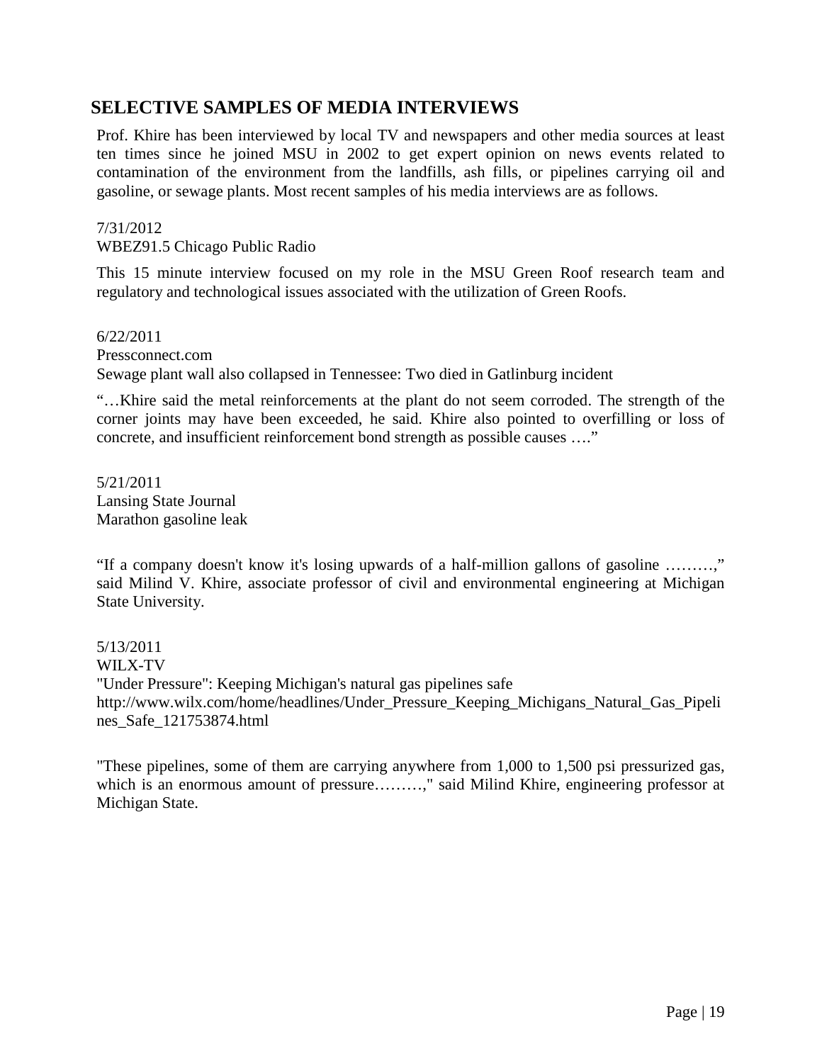## SELECTIVE SAMPLES OF MEDIA INTERVIEWS

Prof. Khire has been interviewed by local TV and newspapers and other media sources at least ten times since he joined MSU in 2002 to get expert opinion on news events related to contamination of the environment from the landfills, ash fills, or pipelines carrying oil and gasoline, or sewage plants. Most recent samples of his media interviews are as follows.

7/31/2012
WBEZ91.5 Chicago Public Radio

This 15 minute interview focused on my role in the MSU Green Roof research team and regulatory and technological issues associated with the utilization of Green Roofs.

6/22/2011
Pressconnect.com
Sewage plant wall also collapsed in Tennessee: Two died in Gatlinburg incident

"…Khire said the metal reinforcements at the plant do not seem corroded. The strength of the corner joints may have been exceeded, he said. Khire also pointed to overfilling or loss of concrete, and insufficient reinforcement bond strength as possible causes …."

5/21/2011
Lansing State Journal
Marathon gasoline leak

"If a company doesn't know it's losing upwards of a half-million gallons of gasoline ………," said Milind V. Khire, associate professor of civil and environmental engineering at Michigan State University.

5/13/2011
WILX-TV
"Under Pressure": Keeping Michigan's natural gas pipelines safe
http://www.wilx.com/home/headlines/Under_Pressure_Keeping_Michigans_Natural_Gas_Pipelines_Safe_121753874.html

"These pipelines, some of them are carrying anywhere from 1,000 to 1,500 psi pressurized gas, which is an enormous amount of pressure………," said Milind Khire, engineering professor at Michigan State.